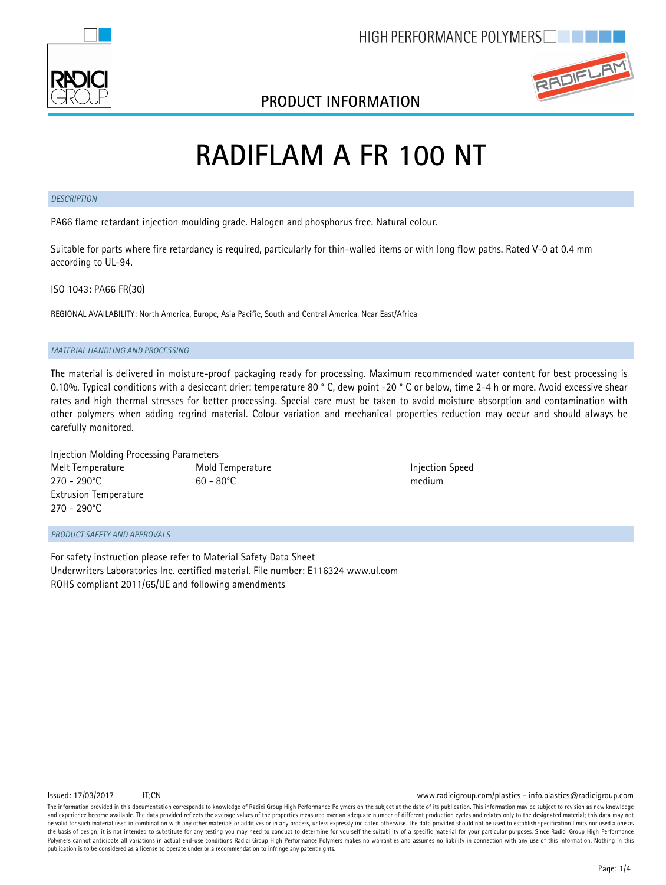# RADIFLAM A FR 100 NT

## DESCRIPTION

PA66 flame retardant injection moulding grade. Halogen and phosphorus free. Natural colour.

Suitable for parts where fire retardancy is required, particularly for thin-walled items or with long flow paths. Rated V-0 at 0.4 mm according to UL-94.

ISO 1043: PA66 FR(30)

REGIONAL AVAILABILITY: North America, Europe, Asia Pacific, South and Central America, Near East/Africa

## MATERIAL HANDLING AND PROCESSING

The material is delivered in moisture-proof packaging ready for processing. Maximum recommended water content for best processing is 0.10%. Typical conditions with a desiccant drier: temperature 80 ° C, dew point -20 ° C or below, time 2-4 h or more. Avoid excessive shear rates and high thermal stresses for better processing. Special care must be taken to avoid moisture absorption and contamination with other polymers when adding regrind material. Colour variation and mechanical properties reduction may occur and should always be carefully monitored.

Injection Molding Processing Parameters

| Melt Temperature | Mold Temperature | Injection Speed |
|---|---|---|
| 270 - 290°C | 60 - 80°C | medium |

Extrusion Temperature
270 - 290°C

## PRODUCT SAFETY AND APPROVALS

For safety instruction please refer to Material Safety Data Sheet
Underwriters Laboratories Inc. certified material. File number: E116324 www.ul.com
ROHS compliant 2011/65/UE and following amendments

Issued: 17/03/2017 IT;CN

www.radicigroup.com/plastics - info.plastics@radicigroup.com

The information provided in this documentation corresponds to knowledge of Radici Group High Performance Polymers on the subject at the date of its publication. This information may be subject to revision as new knowledge and experience become available. The data provided reflects the average values of the properties measured over an adequate number of different production cycles and relates only to the designated material; this data may not be valid for such material used in combination with any other materials or additives or in any process, unless expressly indicated otherwise. The data provided should not be used to establish specification limits nor used alone as the basis of design; it is not intended to substitute for any testing you may need to conduct to determine for yourself the suitability of a specific material for your particular purposes. Since Radici Group High Performance Polymers cannot anticipate all variations in actual end-use conditions Radici Group High Performance Polymers makes no warranties and assumes no liability in connection with any use of this information. Nothing in this publication is to be considered as a license to operate under or a recommendation to infringe any patent rights.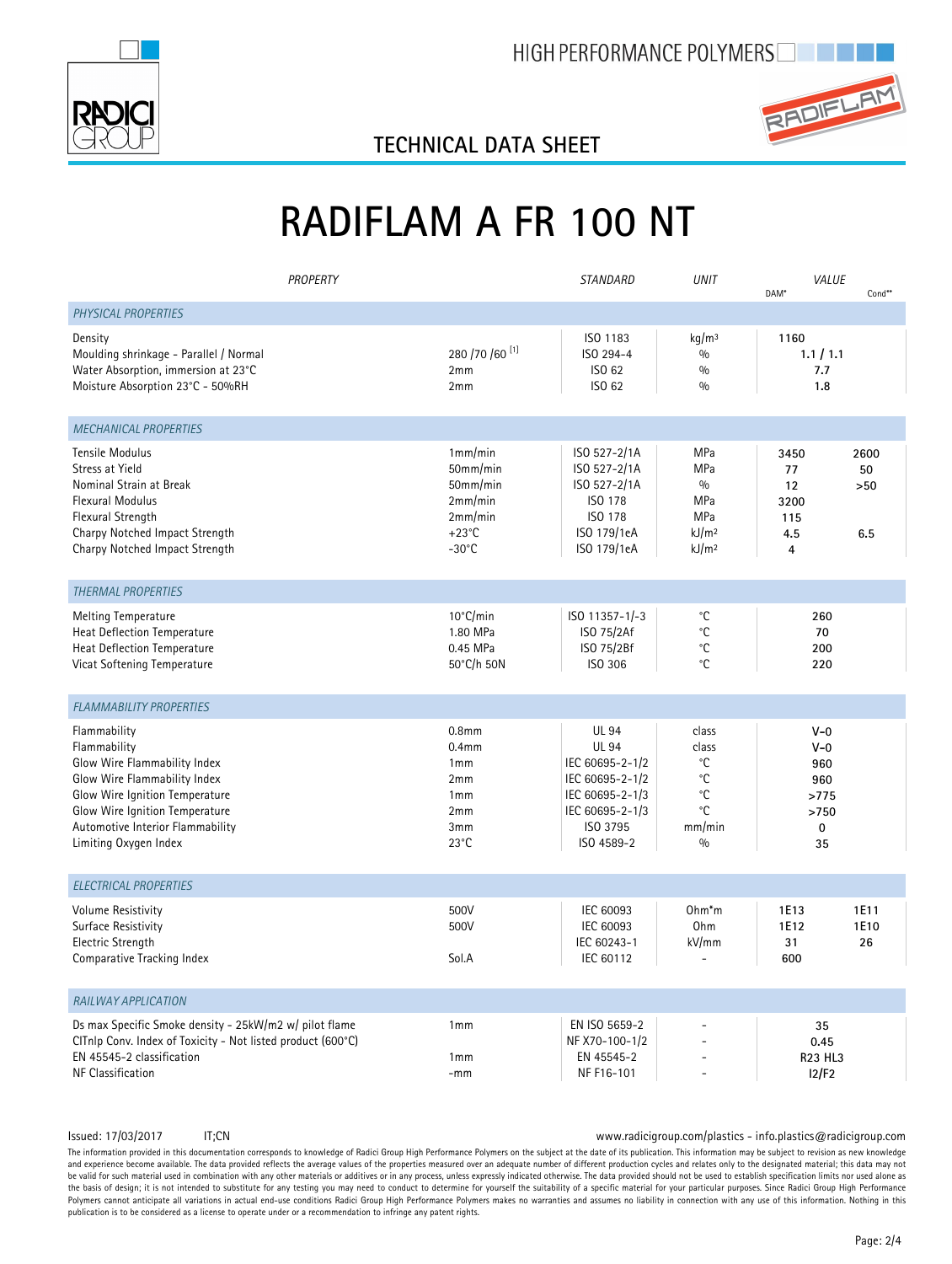HIGH PERFORMANCE POLYMERS

## TECHNICAL DATA SHEET

# RADIFLAM A FR 100 NT

| PROPERTY | | STANDARD | UNIT | VALUE DAM* | VALUE Cond** |
|---|---|---|---|---|---|
| *PHYSICAL PROPERTIES* | | | | | |
| Density | | ISO 1183 | kg/m³ | 1160 | |
| Moulding shrinkage - Parallel / Normal | 280 /70 /60 [1] | ISO 294-4 | % | 1.1 / 1.1 | |
| Water Absorption, immersion at 23°C | 2mm | ISO 62 | % | 7.7 | |
| Moisture Absorption 23°C - 50%RH | 2mm | ISO 62 | % | 1.8 | |
| *MECHANICAL PROPERTIES* | | | | | |
| Tensile Modulus | 1mm/min | ISO 527-2/1A | MPa | 3450 | 2600 |
| Stress at Yield | 50mm/min | ISO 527-2/1A | MPa | 77 | 50 |
| Nominal Strain at Break | 50mm/min | ISO 527-2/1A | % | 12 | >50 |
| Flexural Modulus | 2mm/min | ISO 178 | MPa | 3200 | |
| Flexural Strength | 2mm/min | ISO 178 | MPa | 115 | |
| Charpy Notched Impact Strength | +23°C | ISO 179/1eA | kJ/m² | 4.5 | 6.5 |
| Charpy Notched Impact Strength | -30°C | ISO 179/1eA | kJ/m² | 4 | |
| *THERMAL PROPERTIES* | | | | | |
| Melting Temperature | 10°C/min | ISO 11357-1/-3 | °C | 260 | |
| Heat Deflection Temperature | 1.80 MPa | ISO 75/2Af | °C | 70 | |
| Heat Deflection Temperature | 0.45 MPa | ISO 75/2Bf | °C | 200 | |
| Vicat Softening Temperature | 50°C/h 50N | ISO 306 | °C | 220 | |
| *FLAMMABILITY PROPERTIES* | | | | | |
| Flammability | 0.8mm | UL 94 | class | V-0 | |
| Flammability | 0.4mm | UL 94 | class | V-0 | |
| Glow Wire Flammability Index | 1mm | IEC 60695-2-1/2 | °C | 960 | |
| Glow Wire Flammability Index | 2mm | IEC 60695-2-1/2 | °C | 960 | |
| Glow Wire Ignition Temperature | 1mm | IEC 60695-2-1/3 | °C | >775 | |
| Glow Wire Ignition Temperature | 2mm | IEC 60695-2-1/3 | °C | >750 | |
| Automotive Interior Flammability | 3mm | ISO 3795 | mm/min | 0 | |
| Limiting Oxygen Index | 23°C | ISO 4589-2 | % | 35 | |
| *ELECTRICAL PROPERTIES* | | | | | |
| Volume Resistivity | 500V | IEC 60093 | Ohm*m | 1E13 | 1E11 |
| Surface Resistivity | 500V | IEC 60093 | Ohm | 1E12 | 1E10 |
| Electric Strength | | IEC 60243-1 | kV/mm | 31 | 26 |
| Comparative Tracking Index | Sol.A | IEC 60112 | - | 600 | |
| *RAILWAY APPLICATION* | | | | | |
| Ds max Specific Smoke density - 25kW/m2 w/ pilot flame | 1mm | EN ISO 5659-2 | - | 35 | |
| CITnlp Conv. Index of Toxicity - Not listed product (600°C) | | NF X70-100-1/2 | - | 0.45 | |
| EN 45545-2 classification | 1mm | EN 45545-2 | - | R23 HL3 | |
| NF Classification | -mm | NF F16-101 | - | I2/F2 | |

Issued: 17/03/2017 IT;CN

www.radicigroup.com/plastics - info.plastics@radicigroup.com

The information provided in this documentation corresponds to knowledge of Radici Group High Performance Polymers on the subject at the date of its publication. This information may be subject to revision as new knowledge and experience become available. The data provided reflects the average values of the properties measured over an adequate number of different production cycles and relates only to the designated material; this data may not be valid for such material used in combination with any other materials or additives or in any process, unless expressly indicated otherwise. The data provided should not be used to establish specification limits nor used alone as the basis of design; it is not intended to substitute for any testing you may need to conduct to determine for yourself the suitability of a specific material for your particular purposes. Since Radici Group High Performance Polymers cannot anticipate all variations in actual end-use conditions Radici Group High Performance Polymers makes no warranties and assumes no liability in connection with any use of this information. Nothing in this publication is to be considered as a license to operate under or a recommendation to infringe any patent rights.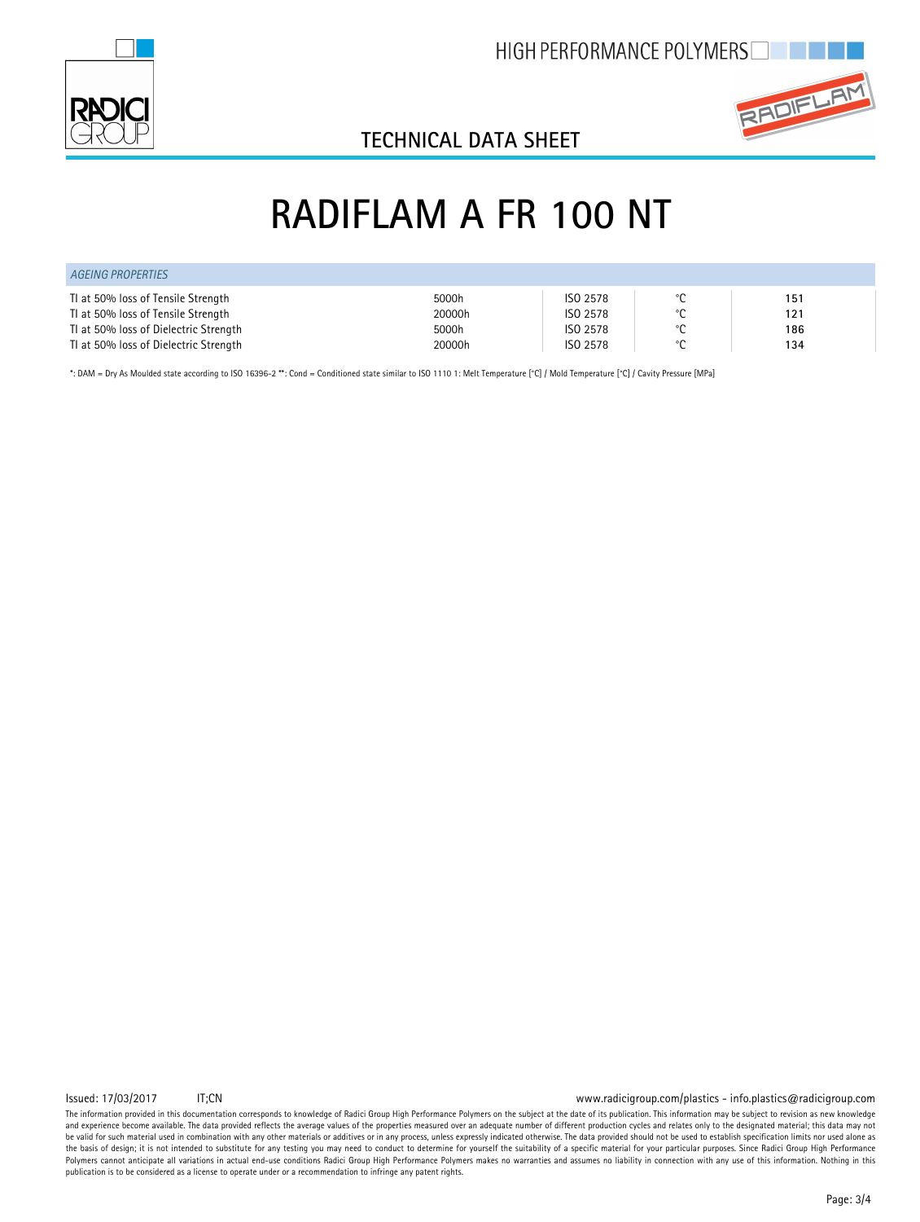# RADIFLAM A FR 100 NT

## TECHNICAL DATA SHEET

| *AGEING PROPERTIES* | | | | |
|---|---|---|---|---|
| TI at 50% loss of Tensile Strength | 5000h | ISO 2578 | °C | **151** |
| TI at 50% loss of Tensile Strength | 20000h | ISO 2578 | °C | **121** |
| TI at 50% loss of Dielectric Strength | 5000h | ISO 2578 | °C | **186** |
| TI at 50% loss of Dielectric Strength | 20000h | ISO 2578 | °C | **134** |

*: DAM = Dry As Moulded state according to ISO 16396-2 **: Cond = Conditioned state similar to ISO 1110 1: Melt Temperature [°C] / Mold Temperature [°C] / Cavity Pressure [MPa]

Issued: 17/03/2017 IT;CN

www.radicigroup.com/plastics - info.plastics@radicigroup.com

The information provided in this documentation corresponds to knowledge of Radici Group High Performance Polymers on the subject at the date of its publication. This information may be subject to revision as new knowledge and experience become available. The data provided reflects the average values of the properties measured over an adequate number of different production cycles and relates only to the designated material; this data may not be valid for such material used in combination with any other materials or additives or in any process, unless expressly indicated otherwise. The data provided should not be used to establish specification limits nor used alone as the basis of design; it is not intended to substitute for any testing you may need to conduct to determine for yourself the suitability of a specific material for your particular purposes. Since Radici Group High Performance Polymers cannot anticipate all variations in actual end-use conditions Radici Group High Performance Polymers makes no warranties and assumes no liability in connection with any use of this information. Nothing in this publication is to be considered as a license to operate under or a recommendation to infringe any patent rights.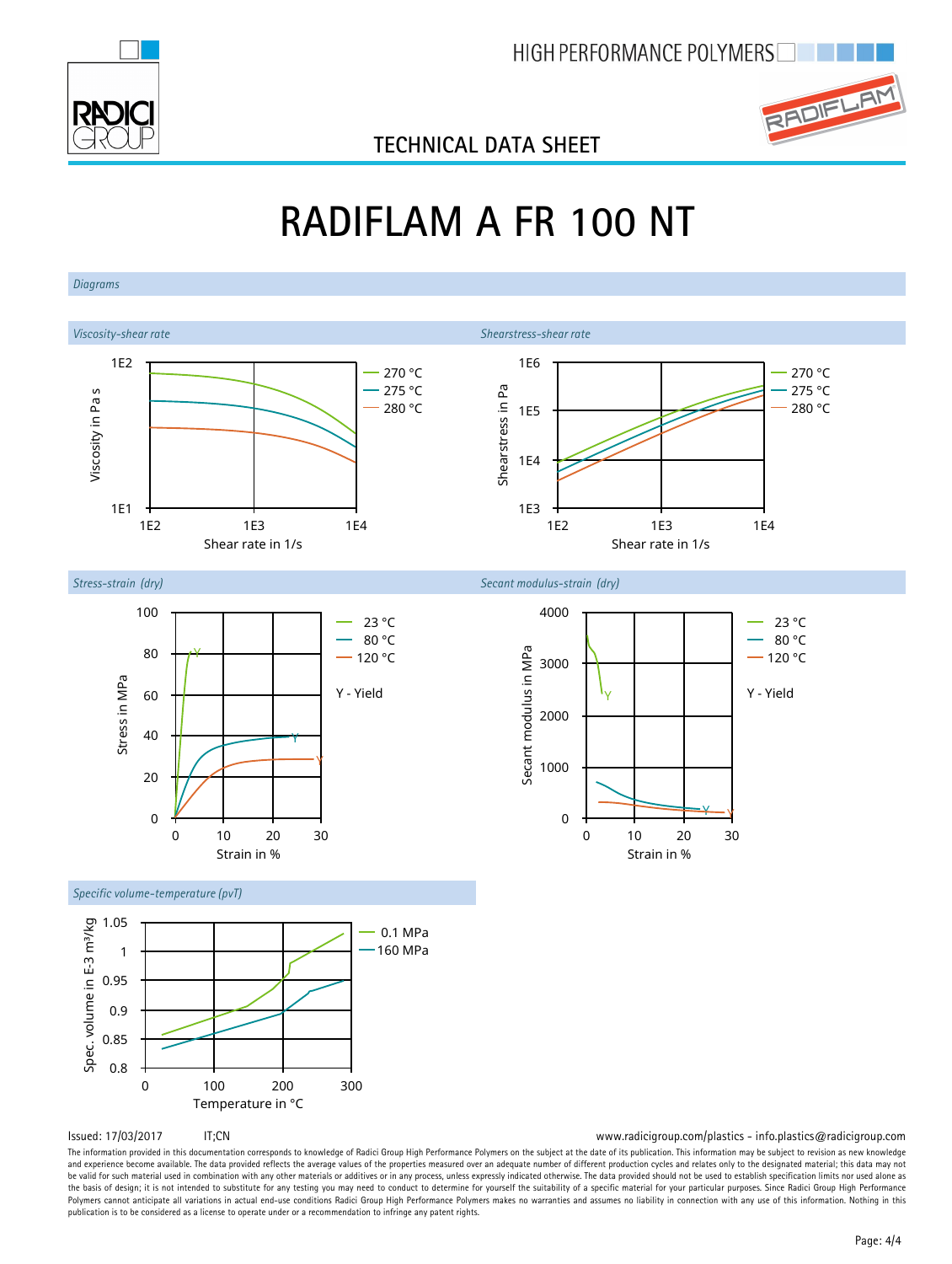# RADIFLAM A FR 100 NT

*Diagrams*

*Viscosity-shear rate*

Viscosity in Pa s

1E2
1E1

1E2 1E3 1E4

Shear rate in 1/s

270 °C
275 °C
280 °C

*Shearstress-shear rate*

Shearstress in Pa

1E6
1E5
1E4
1E3

1E2 1E3 1E4

Shear rate in 1/s

270 °C
275 °C
280 °C

*Stress-strain (dry)*

Stress in MPa

100
80
60
40
20
0

0 10 20 30

Strain in %

23 °C
80 °C
120 °C

Y - Yield

*Secant modulus-strain (dry)*

Secant modulus in MPa

4000
3000
2000
1000
0

0 10 20 30

Strain in %

23 °C
80 °C
120 °C

Y - Yield

*Specific volume-temperature (pvT)*

Spec. volume in E-3 m³/kg

1.05
1
0.95
0.9
0.85
0.8

0 100 200 300

Temperature in °C

0.1 MPa
160 MPa

Issued: 17/03/2017 IT;CN

www.radicigroup.com/plastics - info.plastics@radicigroup.com

The information provided in this documentation corresponds to knowledge of Radici Group High Performance Polymers on the subject at the date of its publication. This information may be subject to revision as new knowledge and experience become available. The data provided reflects the average values of the properties measured over an adequate number of different production cycles and relates only to the designated material; this data may not be valid for such material used in combination with any other materials or additives or in any process, unless expressly indicated otherwise. The data provided should not be used to establish specification limits nor used alone as the basis of design; it is not intended to substitute for any testing you may need to conduct to determine for yourself the suitability of a specific material for your particular purposes. Since Radici Group High Performance Polymers cannot anticipate all variations in actual end-use conditions Radici Group High Performance Polymers makes no warranties and assumes no liability in connection with any use of this information. Nothing in this publication is to be considered as a license to operate under or a recommendation to infringe any patent rights.